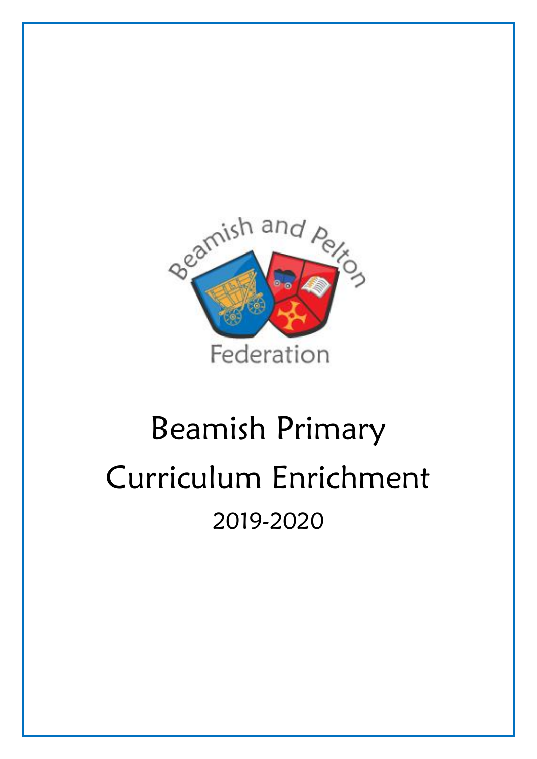Beamish and Pelton Federation

# Beamish Primary

# Curriculum Enrichment

## 2019-2020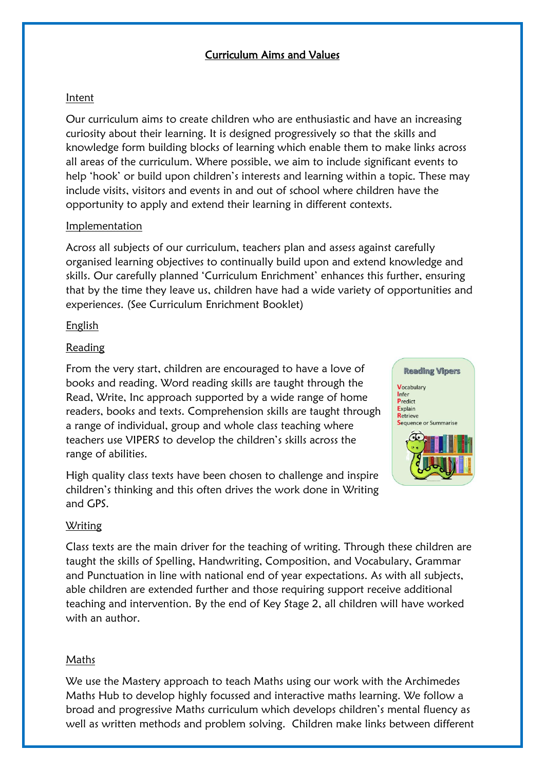# Curriculum Aims and Values

## Intent

Our curriculum aims to create children who are enthusiastic and have an increasing curiosity about their learning. It is designed progressively so that the skills and knowledge form building blocks of learning which enable them to make links across all areas of the curriculum. Where possible, we aim to include significant events to help 'hook' or build upon children's interests and learning within a topic. These may include visits, visitors and events in and out of school where children have the opportunity to apply and extend their learning in different contexts.

## Implementation

Across all subjects of our curriculum, teachers plan and assess against carefully organised learning objectives to continually build upon and extend knowledge and skills. Our carefully planned 'Curriculum Enrichment' enhances this further, ensuring that by the time they leave us, children have had a wide variety of opportunities and experiences. (See Curriculum Enrichment Booklet)

## English

### Reading

From the very start, children are encouraged to have a love of books and reading. Word reading skills are taught through the Read, Write, Inc approach supported by a wide range of home readers, books and texts. Comprehension skills are taught through a range of individual, group and whole class teaching where teachers use VIPERS to develop the children's skills across the range of abilities.

**Reading Vipers**

- **V**ocabulary
- **I**nfer
- **P**redict
- **E**xplain
- **R**etrieve
- **S**equence or Summarise

High quality class texts have been chosen to challenge and inspire children's thinking and this often drives the work done in Writing and GPS.

### Writing

Class texts are the main driver for the teaching of writing. Through these children are taught the skills of Spelling, Handwriting, Composition, and Vocabulary, Grammar and Punctuation in line with national end of year expectations. As with all subjects, able children are extended further and those requiring support receive additional teaching and intervention. By the end of Key Stage 2, all children will have worked with an author.

## Maths

We use the Mastery approach to teach Maths using our work with the Archimedes Maths Hub to develop highly focussed and interactive maths learning. We follow a broad and progressive Maths curriculum which develops children's mental fluency as well as written methods and problem solving. Children make links between different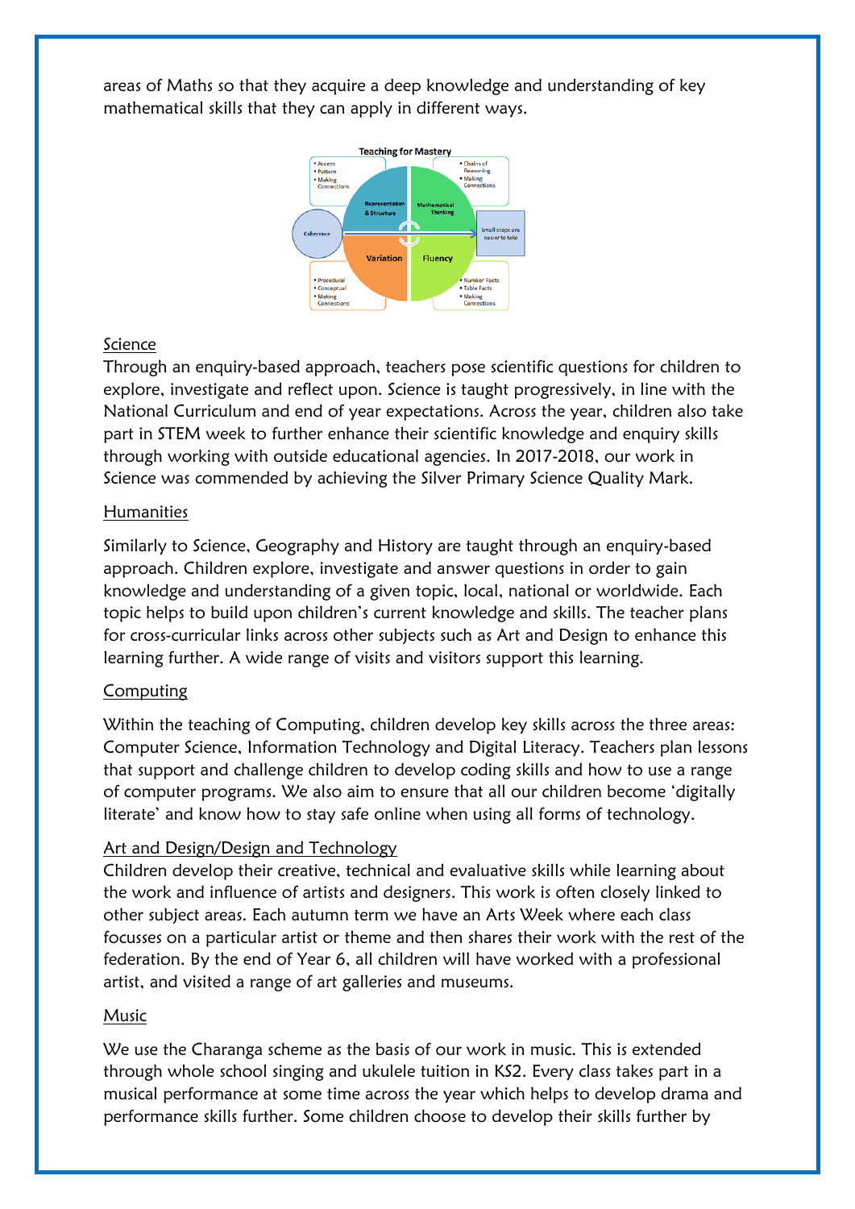areas of Maths so that they acquire a deep knowledge and understanding of key mathematical skills that they can apply in different ways.

Teaching for Mastery

- Access
- Pattern
- Making Connections

Representation & Structure

- Chains of Reasoning
- Making Connections

Mathematical Thinking

Coherence

Small steps are easier to take

Variation

Fluency

- Procedural
- Conceptual
- Making Connections

- Number Facts
- Table Facts
- Making Connections

## Science

Through an enquiry-based approach, teachers pose scientific questions for children to explore, investigate and reflect upon. Science is taught progressively, in line with the National Curriculum and end of year expectations. Across the year, children also take part in STEM week to further enhance their scientific knowledge and enquiry skills through working with outside educational agencies. In 2017-2018, our work in Science was commended by achieving the Silver Primary Science Quality Mark.

## Humanities

Similarly to Science, Geography and History are taught through an enquiry-based approach. Children explore, investigate and answer questions in order to gain knowledge and understanding of a given topic, local, national or worldwide. Each topic helps to build upon children's current knowledge and skills. The teacher plans for cross-curricular links across other subjects such as Art and Design to enhance this learning further. A wide range of visits and visitors support this learning.

## Computing

Within the teaching of Computing, children develop key skills across the three areas: Computer Science, Information Technology and Digital Literacy. Teachers plan lessons that support and challenge children to develop coding skills and how to use a range of computer programs. We also aim to ensure that all our children become 'digitally literate' and know how to stay safe online when using all forms of technology.

## Art and Design/Design and Technology

Children develop their creative, technical and evaluative skills while learning about the work and influence of artists and designers. This work is often closely linked to other subject areas. Each autumn term we have an Arts Week where each class focusses on a particular artist or theme and then shares their work with the rest of the federation. By the end of Year 6, all children will have worked with a professional artist, and visited a range of art galleries and museums.

## Music

We use the Charanga scheme as the basis of our work in music. This is extended through whole school singing and ukulele tuition in KS2. Every class takes part in a musical performance at some time across the year which helps to develop drama and performance skills further. Some children choose to develop their skills further by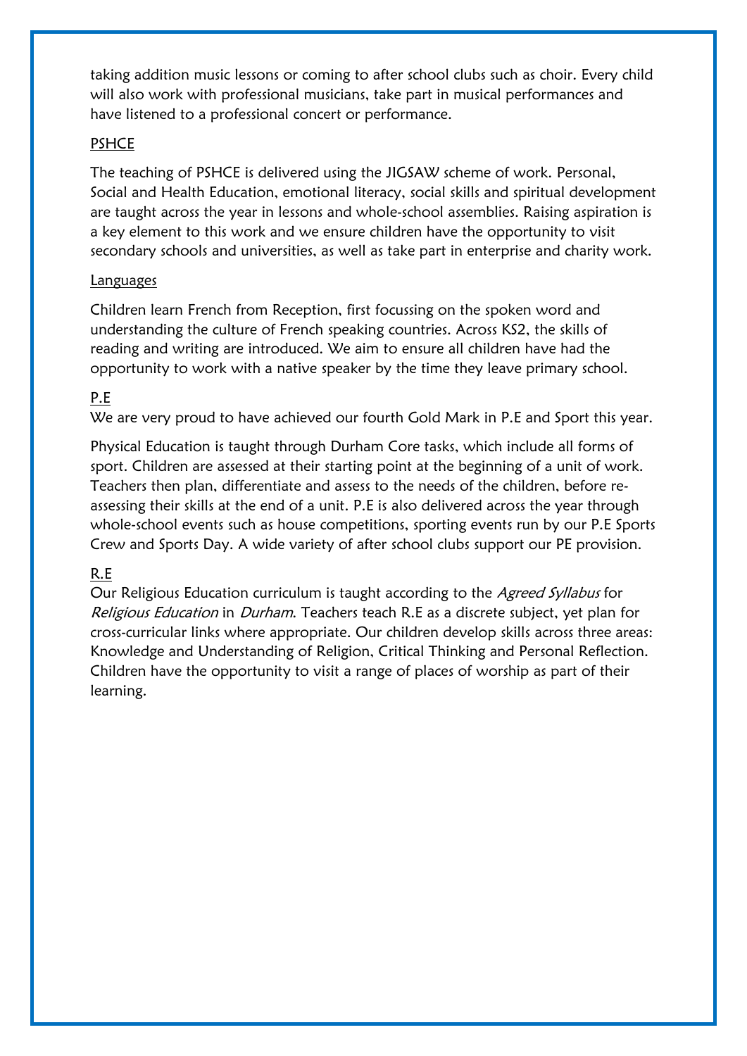taking addition music lessons or coming to after school clubs such as choir. Every child will also work with professional musicians, take part in musical performances and have listened to a professional concert or performance.

## PSHCE

The teaching of PSHCE is delivered using the JIGSAW scheme of work. Personal, Social and Health Education, emotional literacy, social skills and spiritual development are taught across the year in lessons and whole-school assemblies. Raising aspiration is a key element to this work and we ensure children have the opportunity to visit secondary schools and universities, as well as take part in enterprise and charity work.

## Languages

Children learn French from Reception, first focussing on the spoken word and understanding the culture of French speaking countries. Across KS2, the skills of reading and writing are introduced. We aim to ensure all children have had the opportunity to work with a native speaker by the time they leave primary school.

## P.E

We are very proud to have achieved our fourth Gold Mark in P.E and Sport this year.

Physical Education is taught through Durham Core tasks, which include all forms of sport. Children are assessed at their starting point at the beginning of a unit of work. Teachers then plan, differentiate and assess to the needs of the children, before re-assessing their skills at the end of a unit. P.E is also delivered across the year through whole-school events such as house competitions, sporting events run by our P.E Sports Crew and Sports Day. A wide variety of after school clubs support our PE provision.

## R.E

Our Religious Education curriculum is taught according to the *Agreed Syllabus* for *Religious Education* in *Durham*. Teachers teach R.E as a discrete subject, yet plan for cross-curricular links where appropriate. Our children develop skills across three areas: Knowledge and Understanding of Religion, Critical Thinking and Personal Reflection. Children have the opportunity to visit a range of places of worship as part of their learning.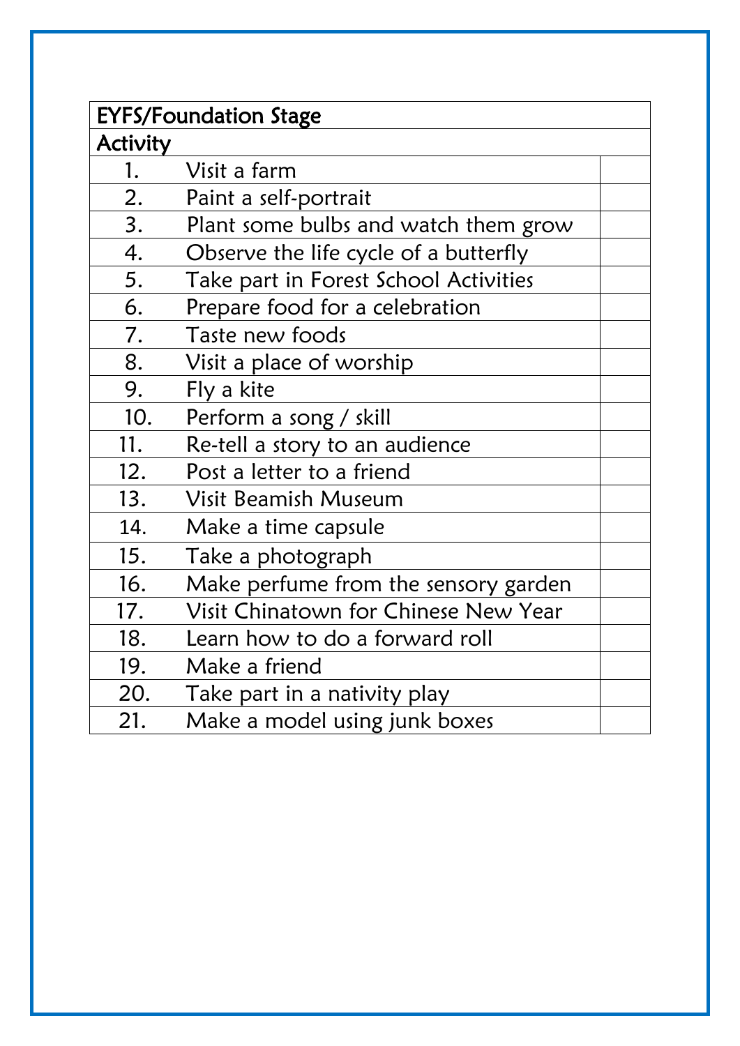| EYFS/Foundation Stage | | |
|---|---|---|
| Activity | | |
| 1. | Visit a farm | |
| 2. | Paint a self-portrait | |
| 3. | Plant some bulbs and watch them grow | |
| 4. | Observe the life cycle of a butterfly | |
| 5. | Take part in Forest School Activities | |
| 6. | Prepare food for a celebration | |
| 7. | Taste new foods | |
| 8. | Visit a place of worship | |
| 9. | Fly a kite | |
| 10. | Perform a song / skill | |
| 11. | Re-tell a story to an audience | |
| 12. | Post a letter to a friend | |
| 13. | Visit Beamish Museum | |
| 14. | Make a time capsule | |
| 15. | Take a photograph | |
| 16. | Make perfume from the sensory garden | |
| 17. | Visit Chinatown for Chinese New Year | |
| 18. | Learn how to do a forward roll | |
| 19. | Make a friend | |
| 20. | Take part in a nativity play | |
| 21. | Make a model using junk boxes | |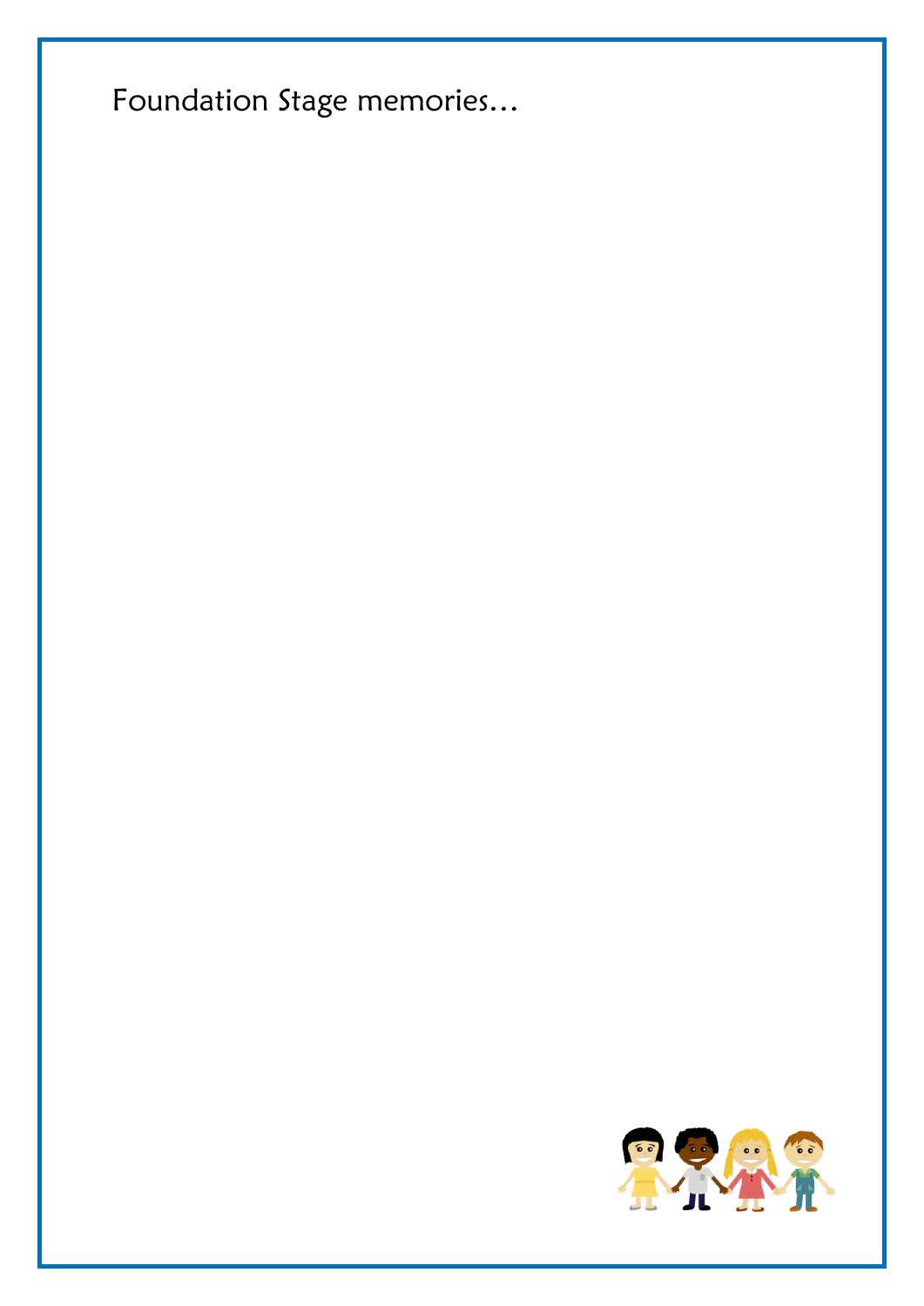Foundation Stage memories…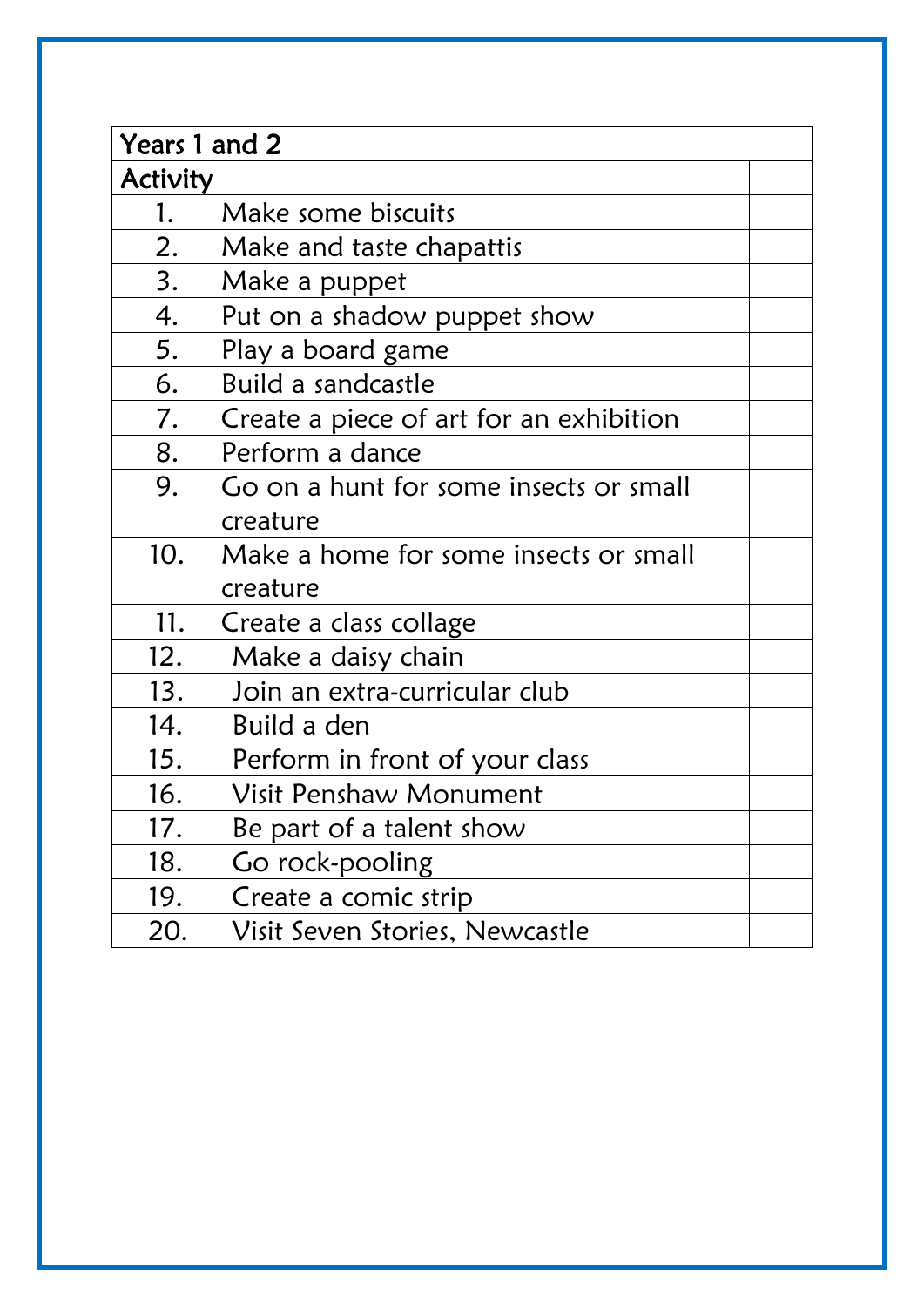| Years 1 and 2 | |
|---|---|
| Activity | |
| 1. Make some biscuits | |
| 2. Make and taste chapattis | |
| 3. Make a puppet | |
| 4. Put on a shadow puppet show | |
| 5. Play a board game | |
| 6. Build a sandcastle | |
| 7. Create a piece of art for an exhibition | |
| 8. Perform a dance | |
| 9. Go on a hunt for some insects or small creature | |
| 10. Make a home for some insects or small creature | |
| 11. Create a class collage | |
| 12. Make a daisy chain | |
| 13. Join an extra-curricular club | |
| 14. Build a den | |
| 15. Perform in front of your class | |
| 16. Visit Penshaw Monument | |
| 17. Be part of a talent show | |
| 18. Go rock-pooling | |
| 19. Create a comic strip | |
| 20. Visit Seven Stories, Newcastle | |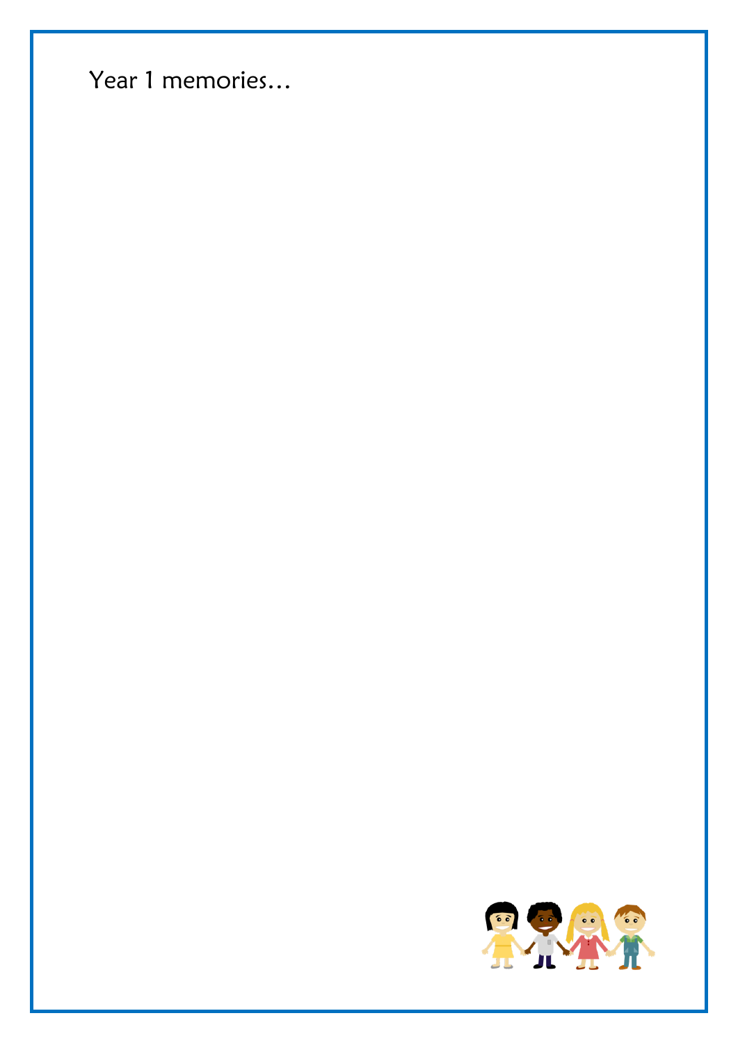Year 1 memories…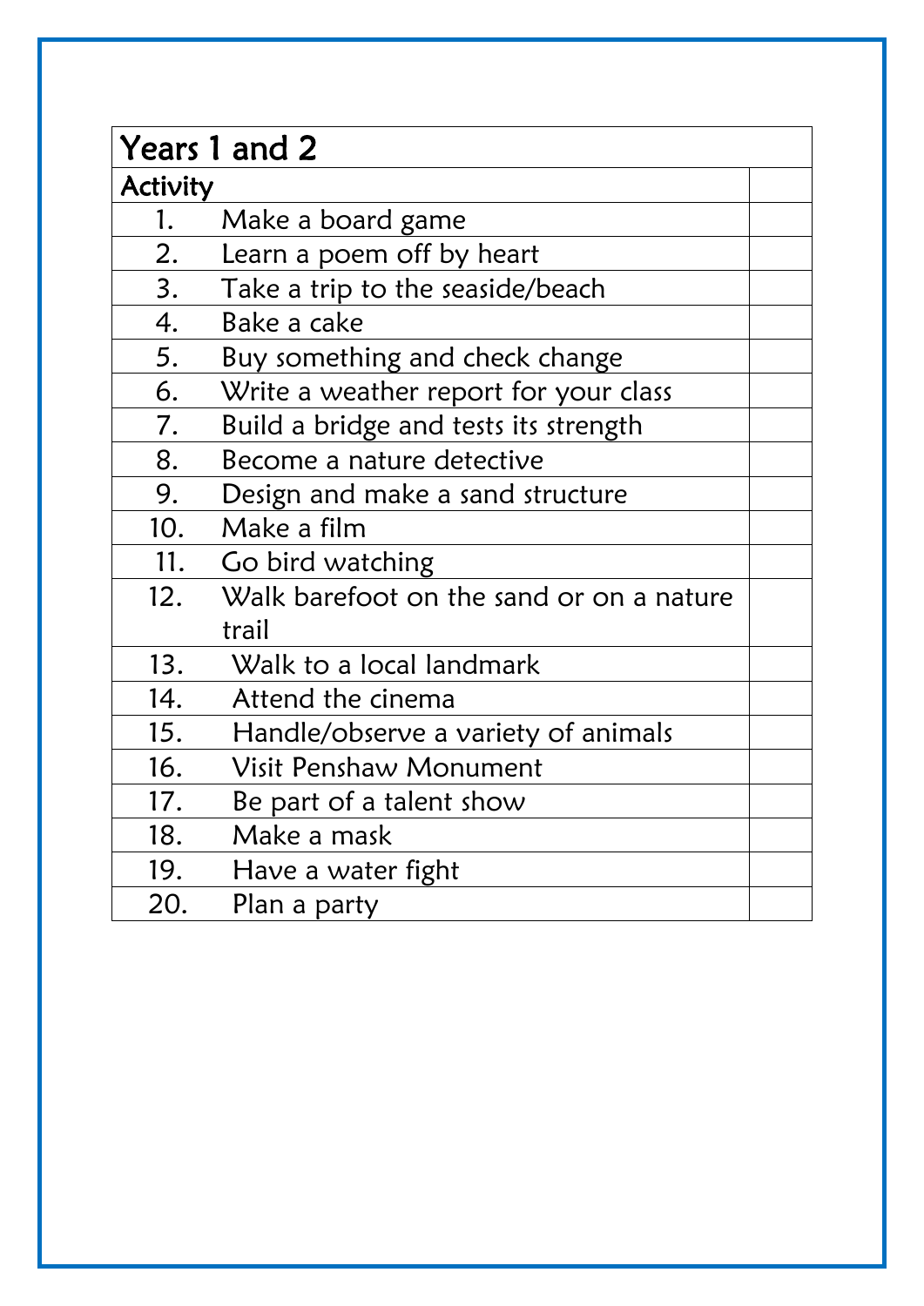| Years 1 and 2 | | |
|---|---|---|
| Activity | | |
| 1. | Make a board game | |
| 2. | Learn a poem off by heart | |
| 3. | Take a trip to the seaside/beach | |
| 4. | Bake a cake | |
| 5. | Buy something and check change | |
| 6. | Write a weather report for your class | |
| 7. | Build a bridge and tests its strength | |
| 8. | Become a nature detective | |
| 9. | Design and make a sand structure | |
| 10. | Make a film | |
| 11. | Go bird watching | |
| 12. | Walk barefoot on the sand or on a nature trail | |
| 13. | Walk to a local landmark | |
| 14. | Attend the cinema | |
| 15. | Handle/observe a variety of animals | |
| 16. | Visit Penshaw Monument | |
| 17. | Be part of a talent show | |
| 18. | Make a mask | |
| 19. | Have a water fight | |
| 20. | Plan a party | |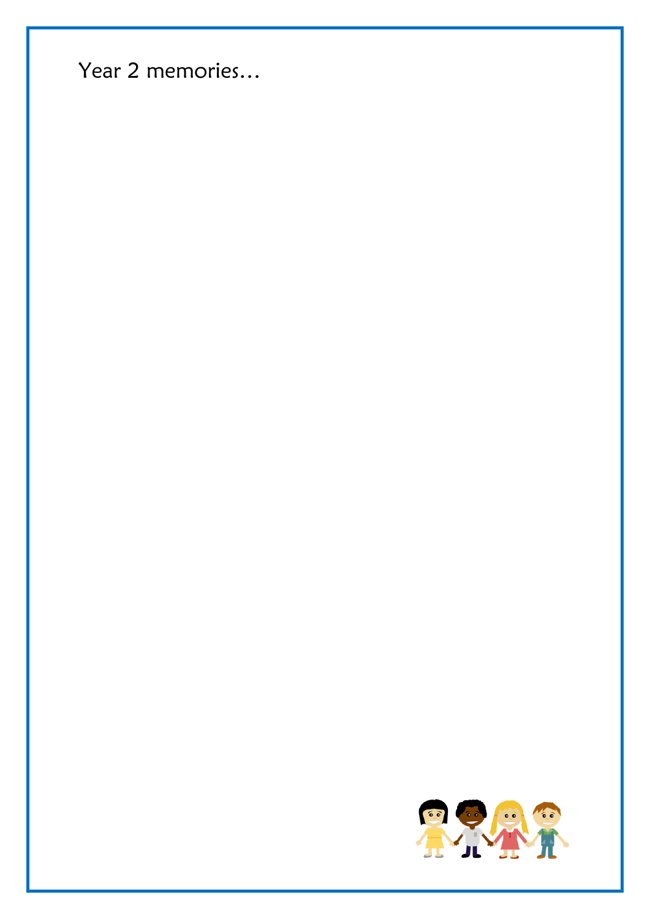Year 2 memories…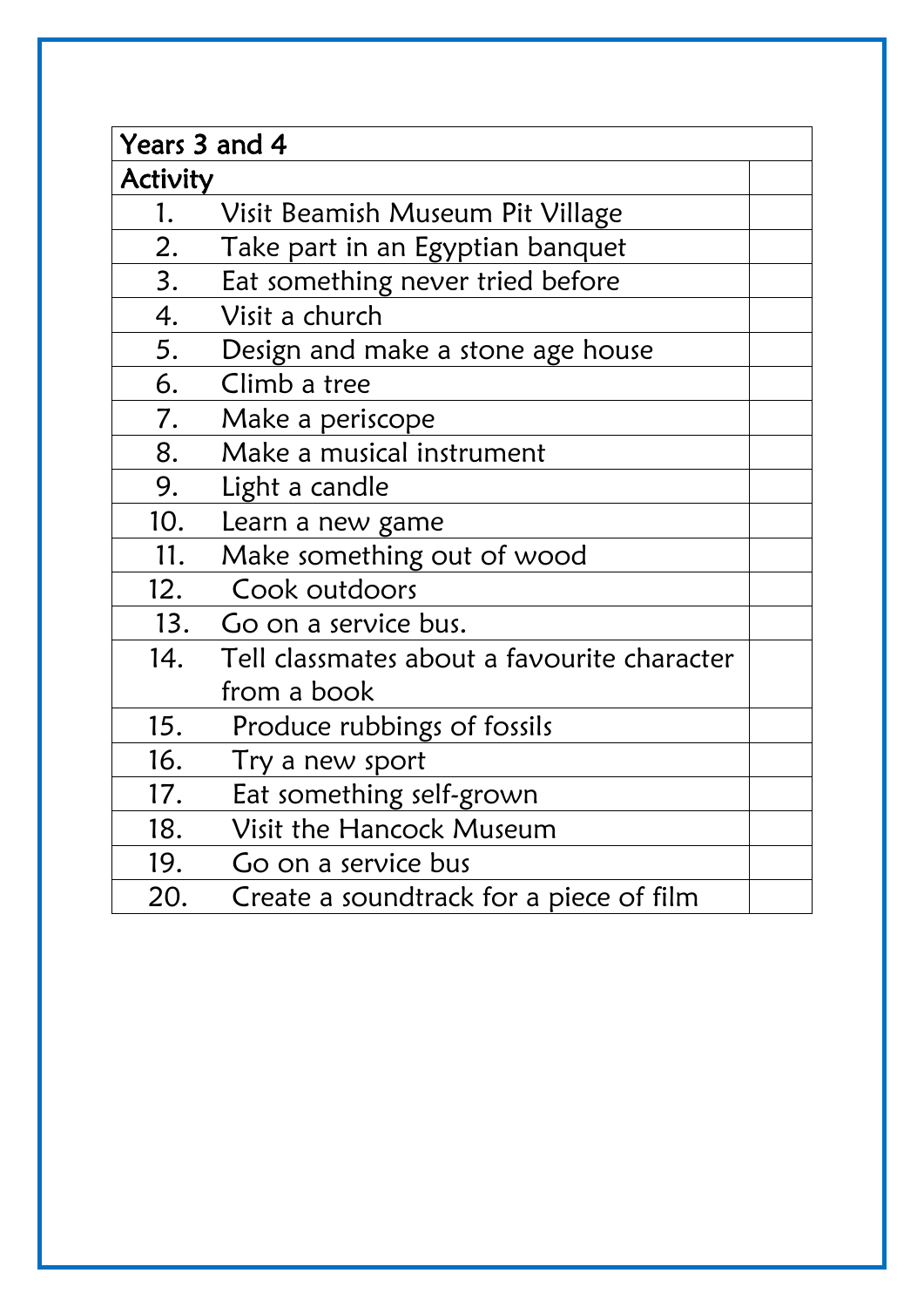| Years 3 and 4 | |
|---|---|
| **Activity** | |
| 1. Visit Beamish Museum Pit Village | |
| 2. Take part in an Egyptian banquet | |
| 3. Eat something never tried before | |
| 4. Visit a church | |
| 5. Design and make a stone age house | |
| 6. Climb a tree | |
| 7. Make a periscope | |
| 8. Make a musical instrument | |
| 9. Light a candle | |
| 10. Learn a new game | |
| 11. Make something out of wood | |
| 12. Cook outdoors | |
| 13. Go on a service bus. | |
| 14. Tell classmates about a favourite character from a book | |
| 15. Produce rubbings of fossils | |
| 16. Try a new sport | |
| 17. Eat something self-grown | |
| 18. Visit the Hancock Museum | |
| 19. Go on a service bus | |
| 20. Create a soundtrack for a piece of film | |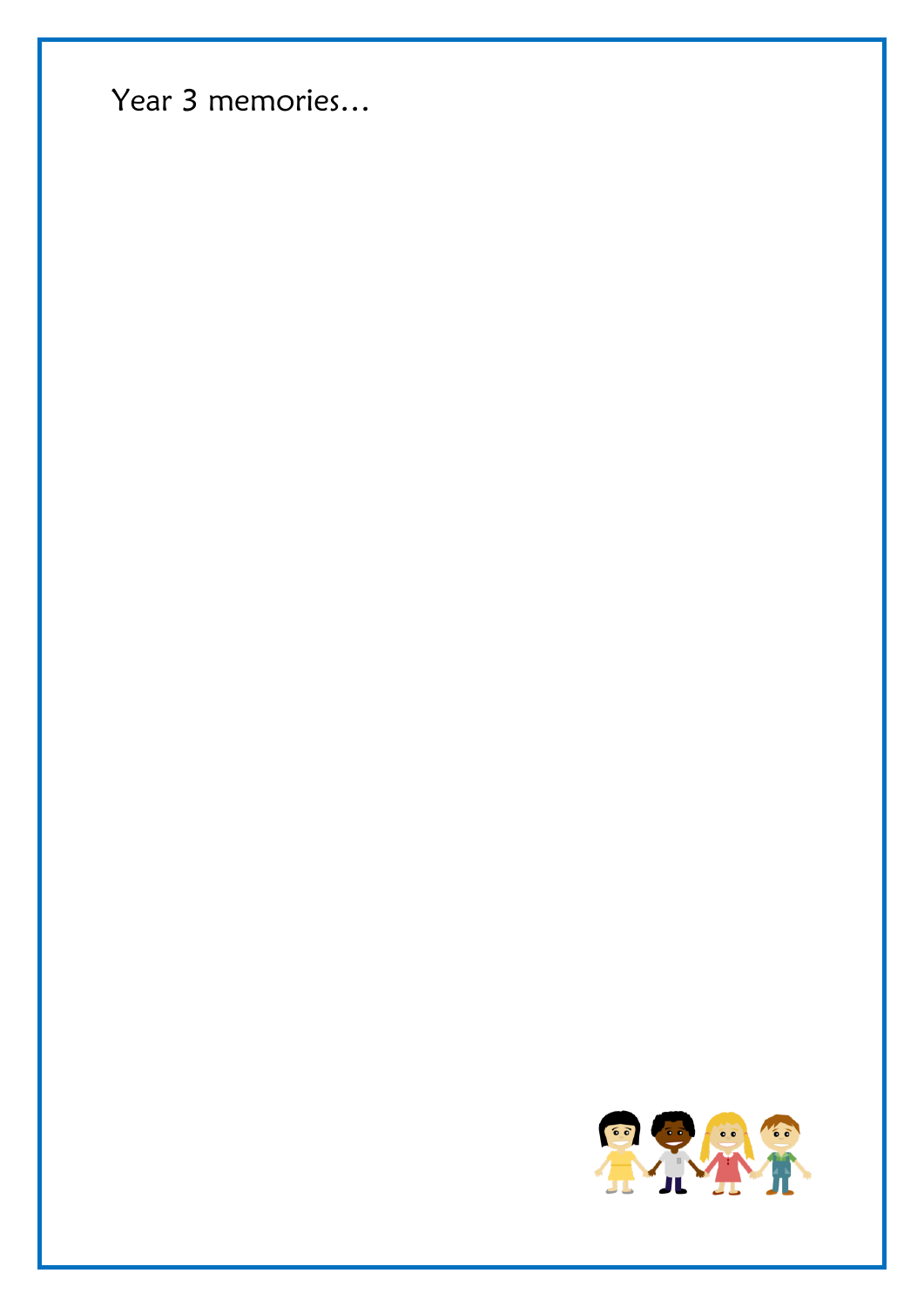Year 3 memories…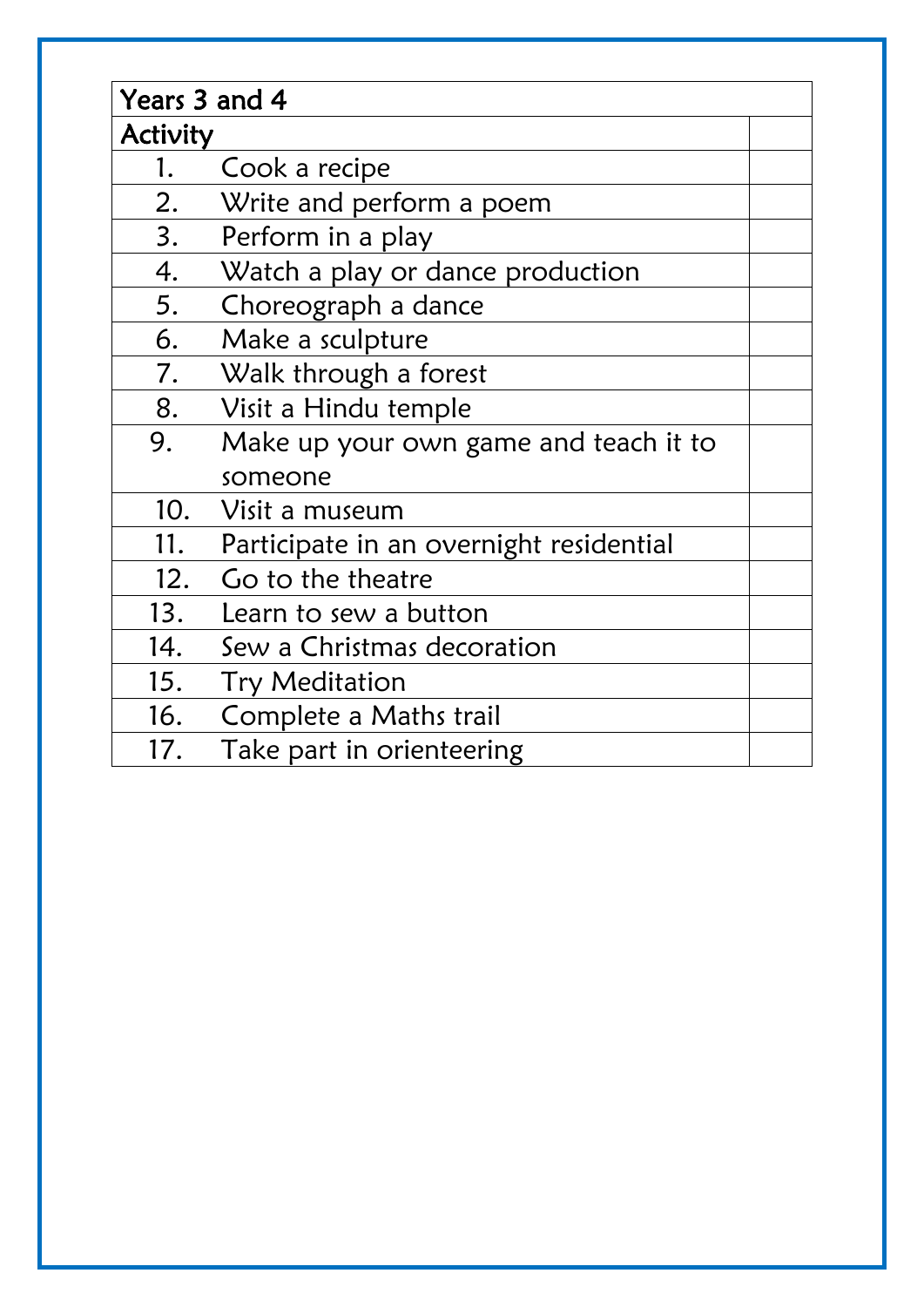| Years 3 and 4 | | |
|---|---|---|
| Activity | | |
| 1. | Cook a recipe | |
| 2. | Write and perform a poem | |
| 3. | Perform in a play | |
| 4. | Watch a play or dance production | |
| 5. | Choreograph a dance | |
| 6. | Make a sculpture | |
| 7. | Walk through a forest | |
| 8. | Visit a Hindu temple | |
| 9. | Make up your own game and teach it to someone | |
| 10. | Visit a museum | |
| 11. | Participate in an overnight residential | |
| 12. | Go to the theatre | |
| 13. | Learn to sew a button | |
| 14. | Sew a Christmas decoration | |
| 15. | Try Meditation | |
| 16. | Complete a Maths trail | |
| 17. | Take part in orienteering | |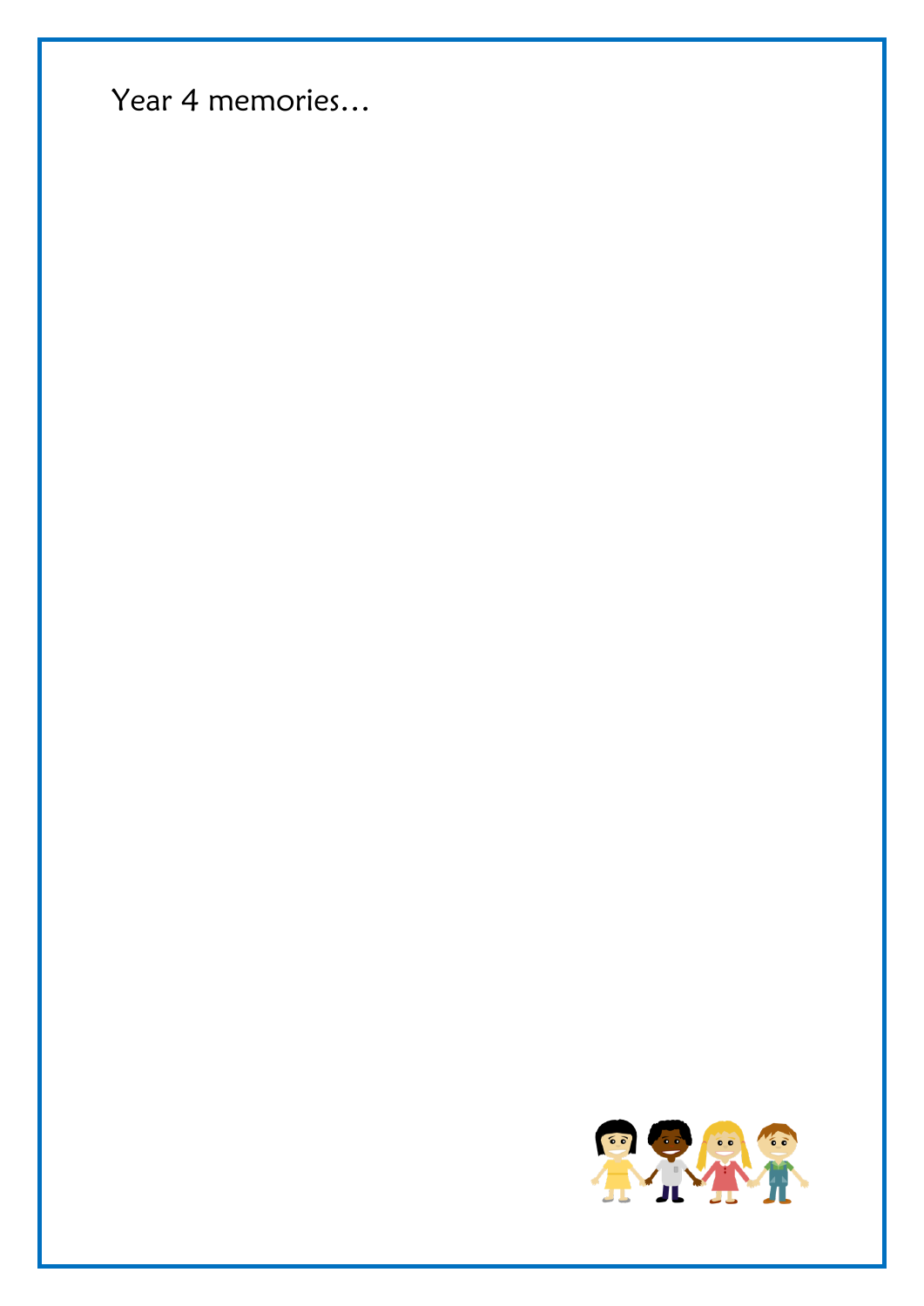Year 4 memories…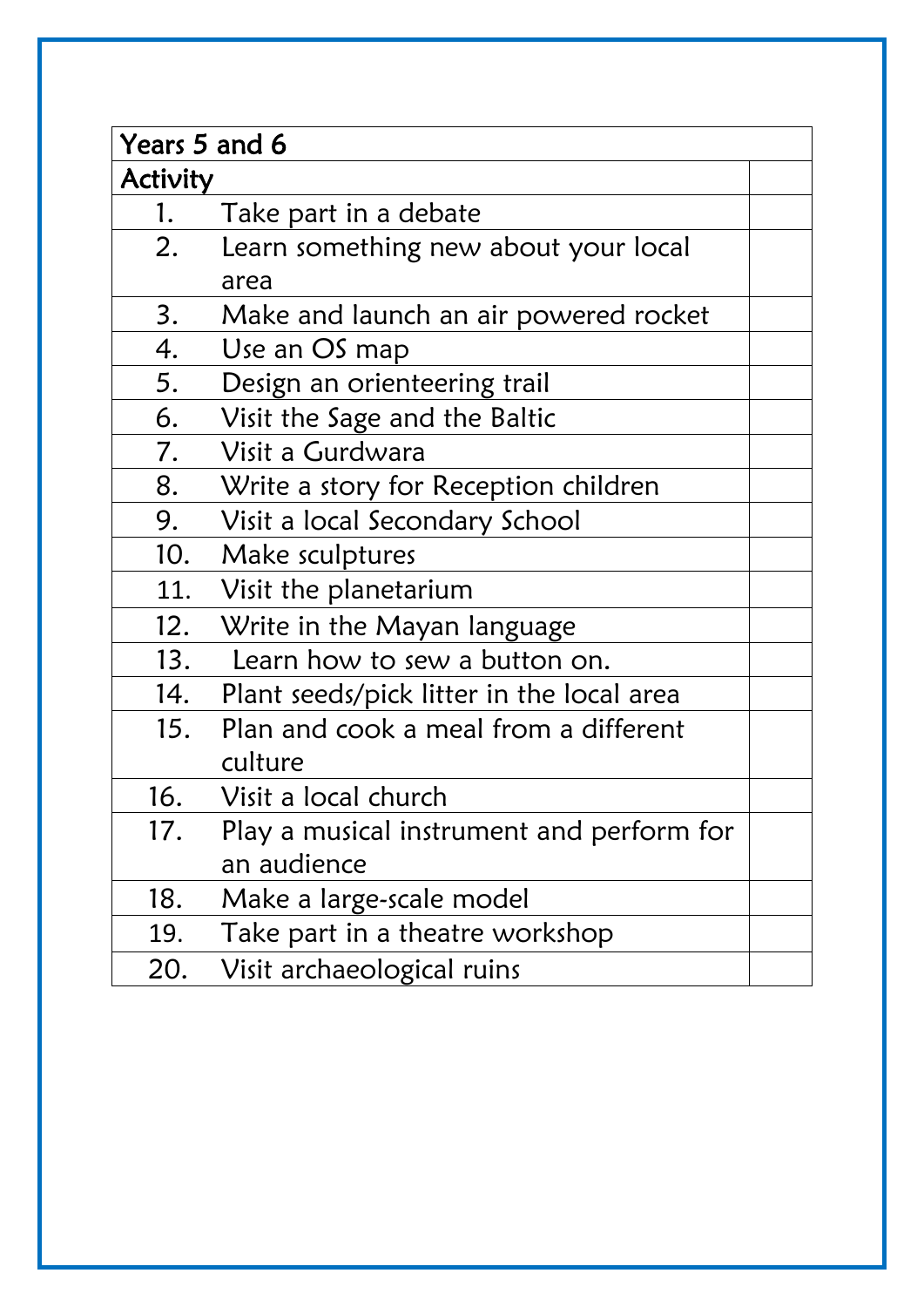| Years 5 and 6 | | |
| --- | --- | --- |
| Activity | | |
| 1. | Take part in a debate | |
| 2. | Learn something new about your local area | |
| 3. | Make and launch an air powered rocket | |
| 4. | Use an OS map | |
| 5. | Design an orienteering trail | |
| 6. | Visit the Sage and the Baltic | |
| 7. | Visit a Gurdwara | |
| 8. | Write a story for Reception children | |
| 9. | Visit a local Secondary School | |
| 10. | Make sculptures | |
| 11. | Visit the planetarium | |
| 12. | Write in the Mayan language | |
| 13. | Learn how to sew a button on. | |
| 14. | Plant seeds/pick litter in the local area | |
| 15. | Plan and cook a meal from a different culture | |
| 16. | Visit a local church | |
| 17. | Play a musical instrument and perform for an audience | |
| 18. | Make a large-scale model | |
| 19. | Take part in a theatre workshop | |
| 20. | Visit archaeological ruins | |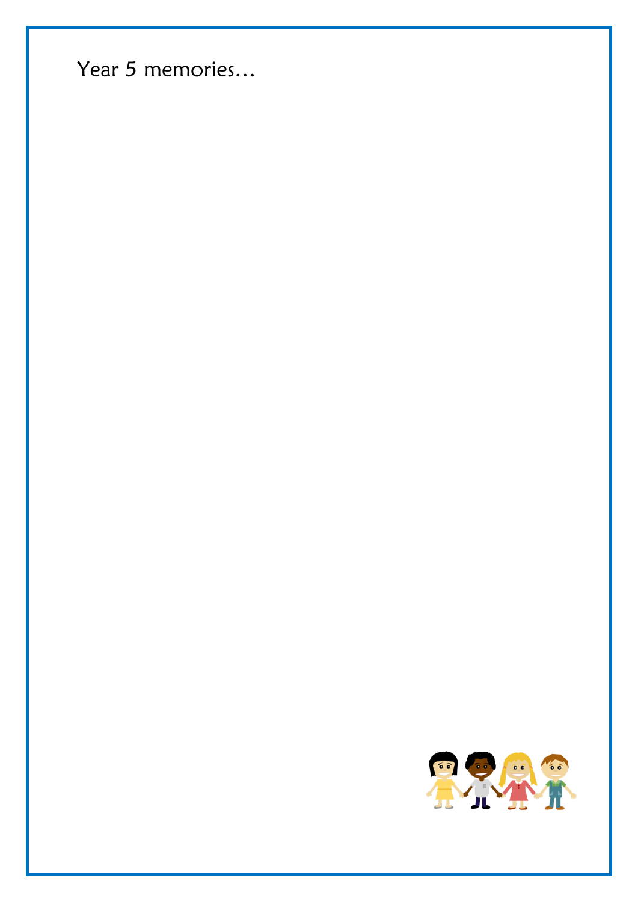Year 5 memories…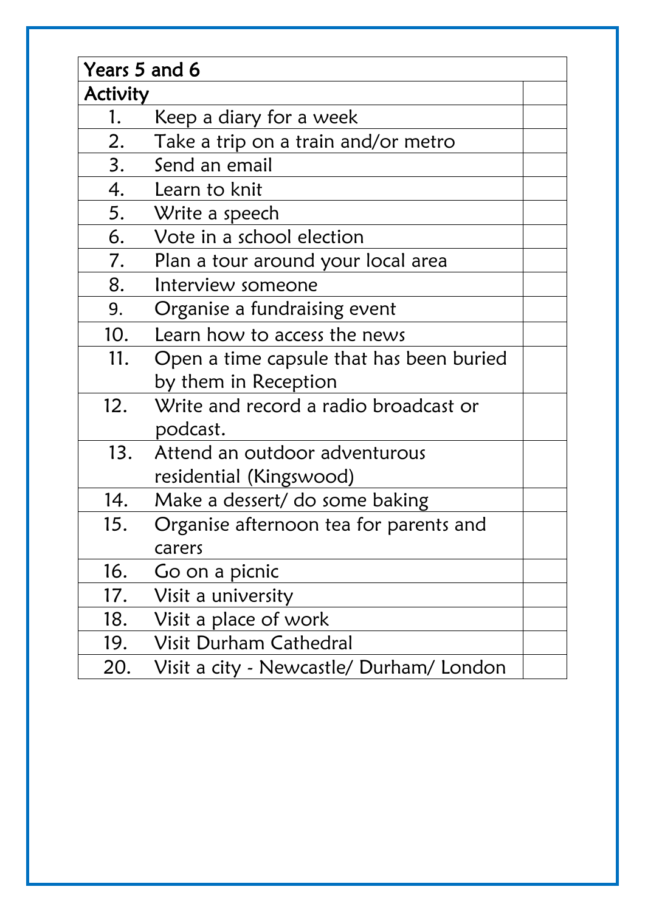| Years 5 and 6 | | |
|---|---|---|
| Activity | | |
| 1. | Keep a diary for a week | |
| 2. | Take a trip on a train and/or metro | |
| 3. | Send an email | |
| 4. | Learn to knit | |
| 5. | Write a speech | |
| 6. | Vote in a school election | |
| 7. | Plan a tour around your local area | |
| 8. | Interview someone | |
| 9. | Organise a fundraising event | |
| 10. | Learn how to access the news | |
| 11. | Open a time capsule that has been buried by them in Reception | |
| 12. | Write and record a radio broadcast or podcast. | |
| 13. | Attend an outdoor adventurous residential (Kingswood) | |
| 14. | Make a dessert/ do some baking | |
| 15. | Organise afternoon tea for parents and carers | |
| 16. | Go on a picnic | |
| 17. | Visit a university | |
| 18. | Visit a place of work | |
| 19. | Visit Durham Cathedral | |
| 20. | Visit a city - Newcastle/ Durham/ London | |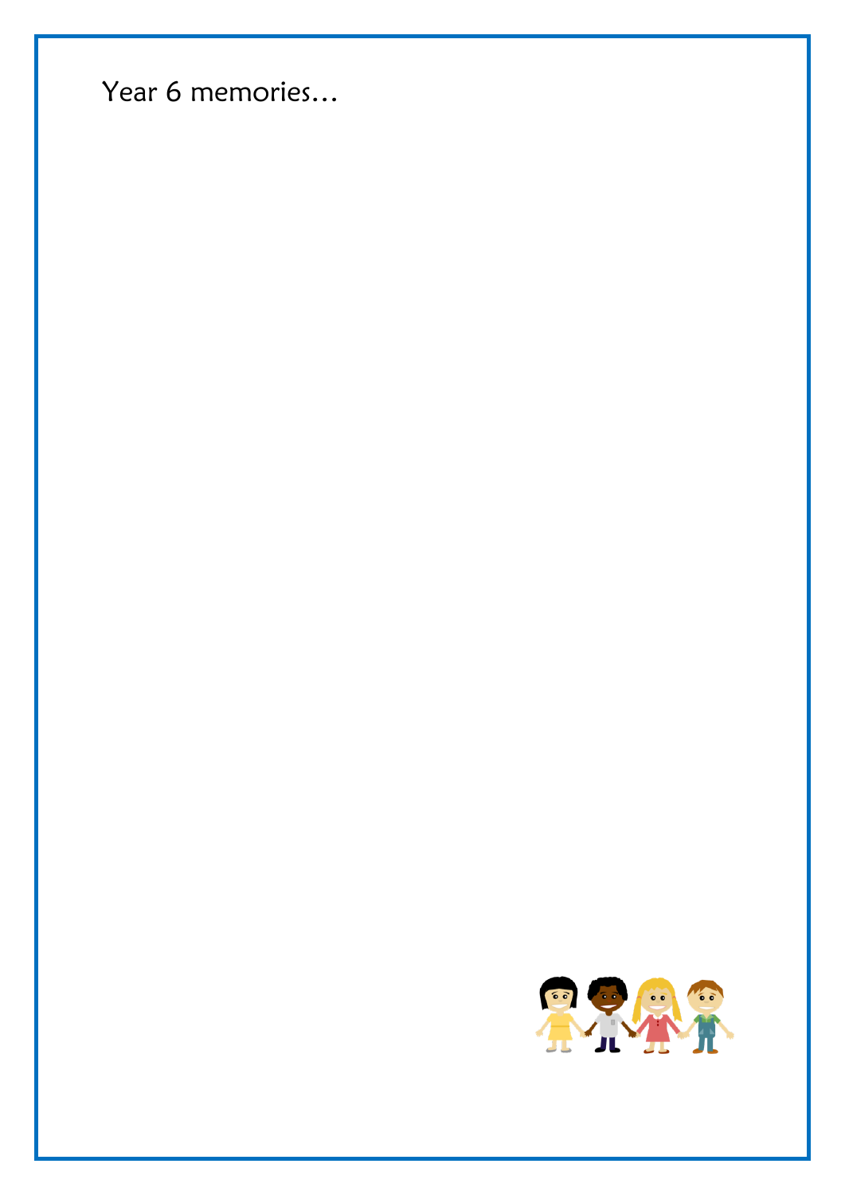Year 6 memories…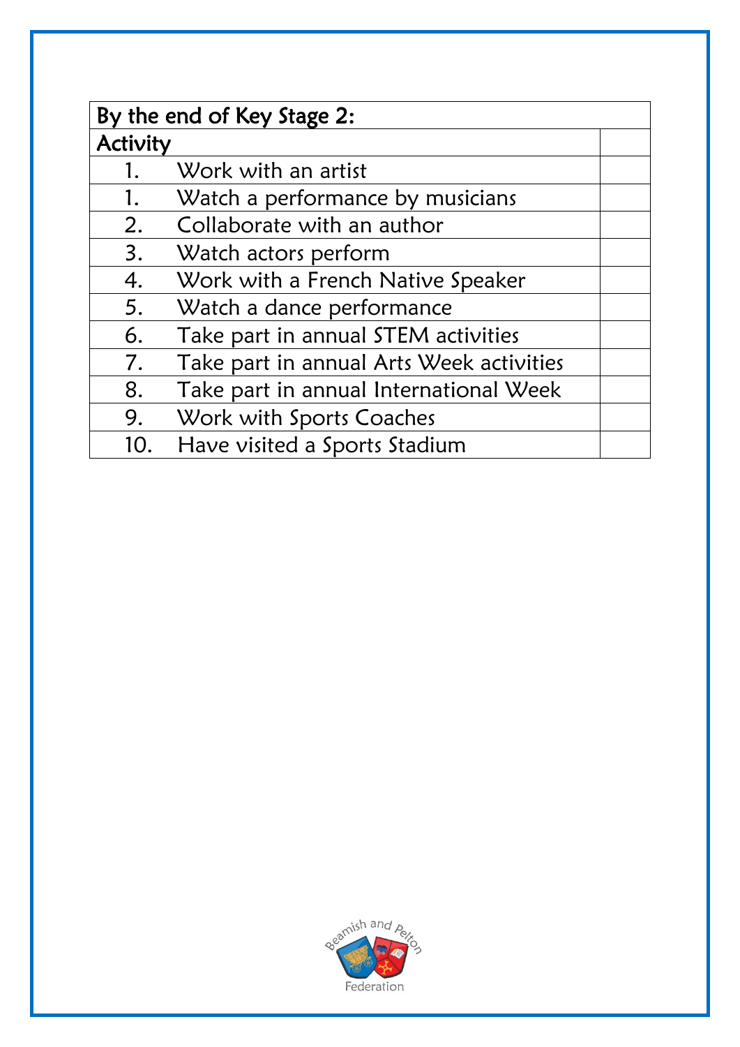| By the end of Key Stage 2: | | |
|---|---|---|
| Activity | | |
| 1. | Work with an artist | |
| 1. | Watch a performance by musicians | |
| 2. | Collaborate with an author | |
| 3. | Watch actors perform | |
| 4. | Work with a French Native Speaker | |
| 5. | Watch a dance performance | |
| 6. | Take part in annual STEM activities | |
| 7. | Take part in annual Arts Week activities | |
| 8. | Take part in annual International Week | |
| 9. | Work with Sports Coaches | |
| 10. | Have visited a Sports Stadium | |

Beamish and Pelton Federation